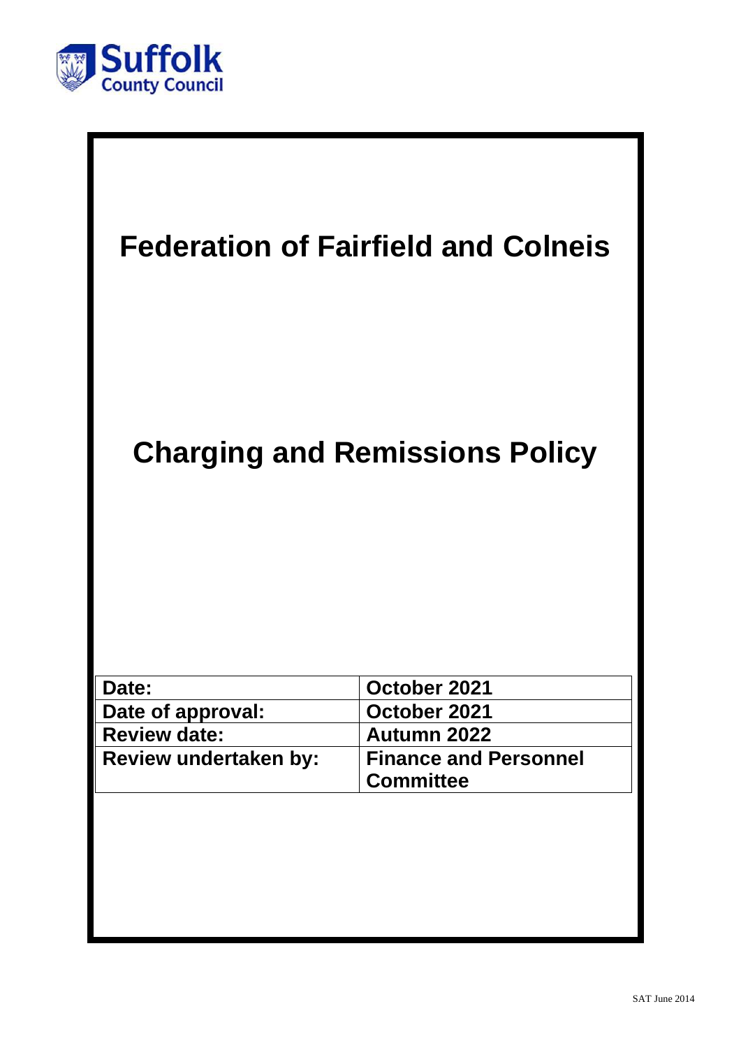Suffolk County Council

# Federation of Fairfield and Colneis

# Charging and Remissions Policy

| | |
|---|---|
| **Date:** | **October 2021** |
| **Date of approval:** | **October 2021** |
| **Review date:** | **Autumn 2022** |
| **Review undertaken by:** | **Finance and Personnel Committee** |

SAT June 2014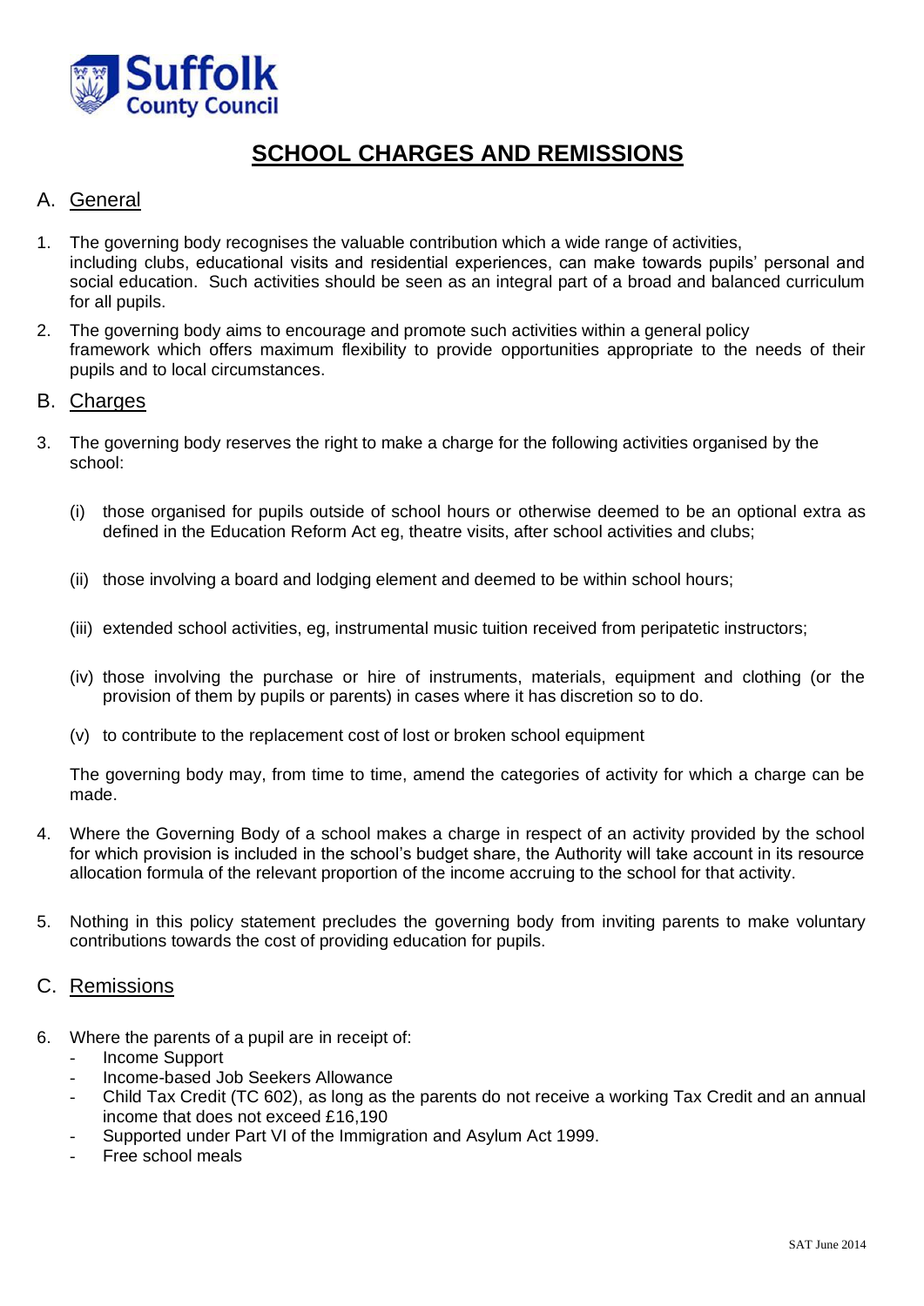Suffolk County Council

# SCHOOL CHARGES AND REMISSIONS

## A. General

1. The governing body recognises the valuable contribution which a wide range of activities, including clubs, educational visits and residential experiences, can make towards pupils' personal and social education. Such activities should be seen as an integral part of a broad and balanced curriculum for all pupils.

2. The governing body aims to encourage and promote such activities within a general policy framework which offers maximum flexibility to provide opportunities appropriate to the needs of their pupils and to local circumstances.

## B. Charges

3. The governing body reserves the right to make a charge for the following activities organised by the school:

   (i) those organised for pupils outside of school hours or otherwise deemed to be an optional extra as defined in the Education Reform Act eg, theatre visits, after school activities and clubs;

   (ii) those involving a board and lodging element and deemed to be within school hours;

   (iii) extended school activities, eg, instrumental music tuition received from peripatetic instructors;

   (iv) those involving the purchase or hire of instruments, materials, equipment and clothing (or the provision of them by pupils or parents) in cases where it has discretion so to do.

   (v) to contribute to the replacement cost of lost or broken school equipment

   The governing body may, from time to time, amend the categories of activity for which a charge can be made.

4. Where the Governing Body of a school makes a charge in respect of an activity provided by the school for which provision is included in the school's budget share, the Authority will take account in its resource allocation formula of the relevant proportion of the income accruing to the school for that activity.

5. Nothing in this policy statement precludes the governing body from inviting parents to make voluntary contributions towards the cost of providing education for pupils.

## C. Remissions

6. Where the parents of a pupil are in receipt of:
   - Income Support
   - Income-based Job Seekers Allowance
   - Child Tax Credit (TC 602), as long as the parents do not receive a working Tax Credit and an annual income that does not exceed £16,190
   - Supported under Part VI of the Immigration and Asylum Act 1999.
   - Free school meals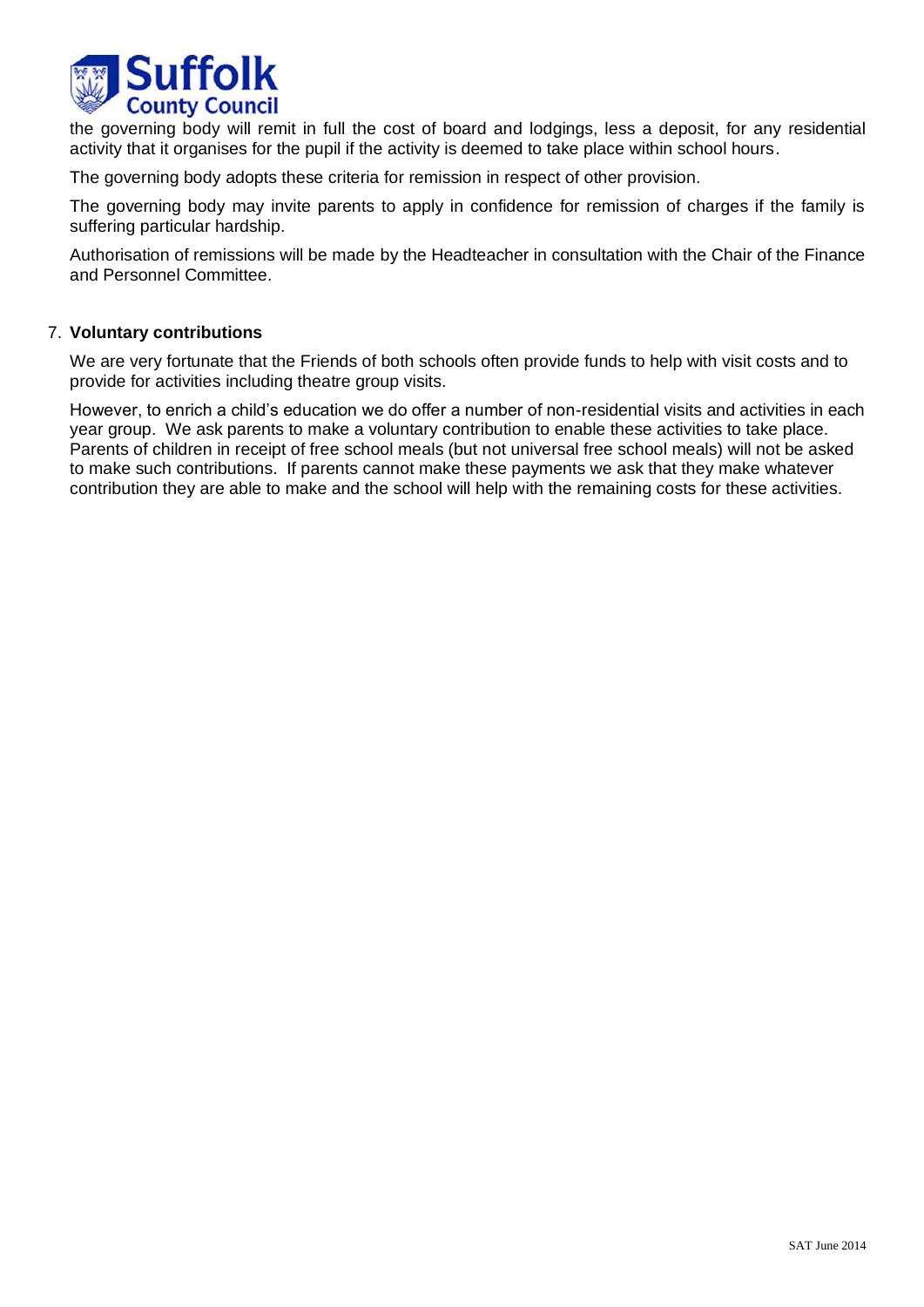the governing body will remit in full the cost of board and lodgings, less a deposit, for any residential activity that it organises for the pupil if the activity is deemed to take place within school hours.

The governing body adopts these criteria for remission in respect of other provision.

The governing body may invite parents to apply in confidence for remission of charges if the family is suffering particular hardship.

Authorisation of remissions will be made by the Headteacher in consultation with the Chair of the Finance and Personnel Committee.

7. **Voluntary contributions**

We are very fortunate that the Friends of both schools often provide funds to help with visit costs and to provide for activities including theatre group visits.

However, to enrich a child's education we do offer a number of non-residential visits and activities in each year group. We ask parents to make a voluntary contribution to enable these activities to take place. Parents of children in receipt of free school meals (but not universal free school meals) will not be asked to make such contributions. If parents cannot make these payments we ask that they make whatever contribution they are able to make and the school will help with the remaining costs for these activities.